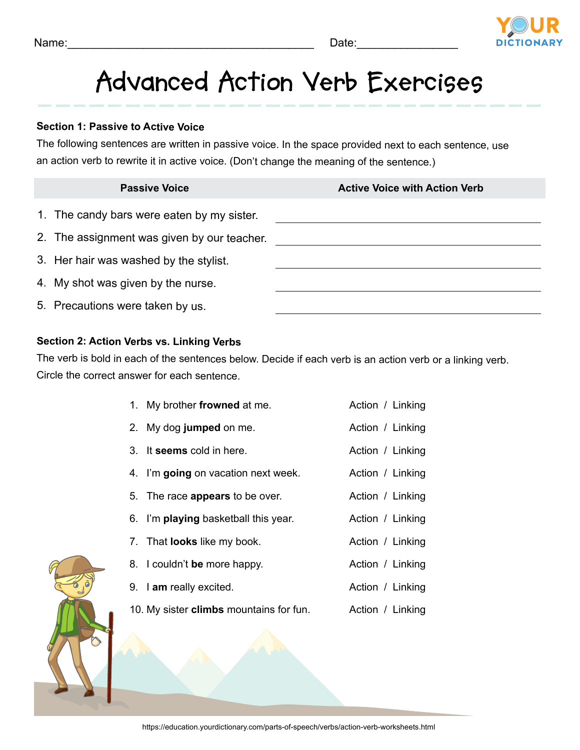Name:_______________________________________ Date:_______________

# Advanced Action Verb Exercises

**Section 1: Passive to Active Voice**

The following sentences are written in passive voice. In the space provided next to each sentence, use an action verb to rewrite it in active voice. (Don't change the meaning of the sentence.)

| Passive Voice | Active Voice with Action Verb |
|---|---|
| 1. The candy bars were eaten by my sister. | ______________________________ |
| 2. The assignment was given by our teacher. | ______________________________ |
| 3. Her hair was washed by the stylist. | ______________________________ |
| 4. My shot was given by the nurse. | ______________________________ |
| 5. Precautions were taken by us. | ______________________________ |

**Section 2: Action Verbs vs. Linking Verbs**

The verb is bold in each of the sentences below. Decide if each verb is an action verb or a linking verb. Circle the correct answer for each sentence.

1. My brother **frowned** at me. Action / Linking
2. My dog **jumped** on me. Action / Linking
3. It **seems** cold in here. Action / Linking
4. I'm **going** on vacation next week. Action / Linking
5. The race **appears** to be over. Action / Linking
6. I'm **playing** basketball this year. Action / Linking
7. That **looks** like my book. Action / Linking
8. I couldn't **be** more happy. Action / Linking
9. I **am** really excited. Action / Linking
10. My sister **climbs** mountains for fun. Action / Linking

https://education.yourdictionary.com/parts-of-speech/verbs/action-verb-worksheets.html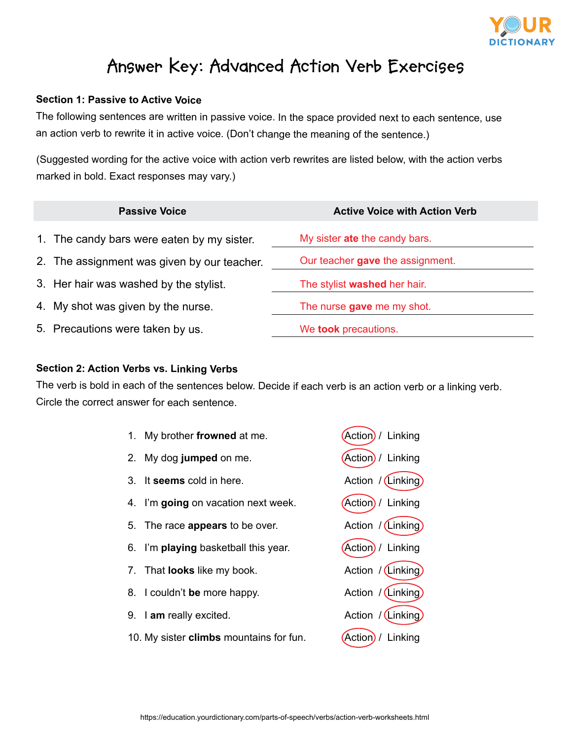# Answer Key: Advanced Action Verb Exercises

**Section 1: Passive to Active Voice**

The following sentences are written in passive voice. In the space provided next to each sentence, use an action verb to rewrite it in active voice. (Don't change the meaning of the sentence.)

(Suggested wording for the active voice with action verb rewrites are listed below, with the action verbs marked in bold. Exact responses may vary.)

| Passive Voice | Active Voice with Action Verb |
|---|---|
| 1. The candy bars were eaten by my sister. | My sister **ate** the candy bars. |
| 2. The assignment was given by our teacher. | Our teacher **gave** the assignment. |
| 3. Her hair was washed by the stylist. | The stylist **washed** her hair. |
| 4. My shot was given by the nurse. | The nurse **gave** me my shot. |
| 5. Precautions were taken by us. | We **took** precautions. |

**Section 2: Action Verbs vs. Linking Verbs**

The verb is bold in each of the sentences below. Decide if each verb is an action verb or a linking verb. Circle the correct answer for each sentence.

| Sentence | Answer |
|---|---|
| 1. My brother **frowned** at me. | Action |
| 2. My dog **jumped** on me. | Action |
| 3. It **seems** cold in here. | Linking |
| 4. I'm **going** on vacation next week. | Action |
| 5. The race **appears** to be over. | Linking |
| 6. I'm **playing** basketball this year. | Action |
| 7. That **looks** like my book. | Linking |
| 8. I couldn't **be** more happy. | Linking |
| 9. I **am** really excited. | Linking |
| 10. My sister **climbs** mountains for fun. | Action |

https://education.yourdictionary.com/parts-of-speech/verbs/action-verb-worksheets.html